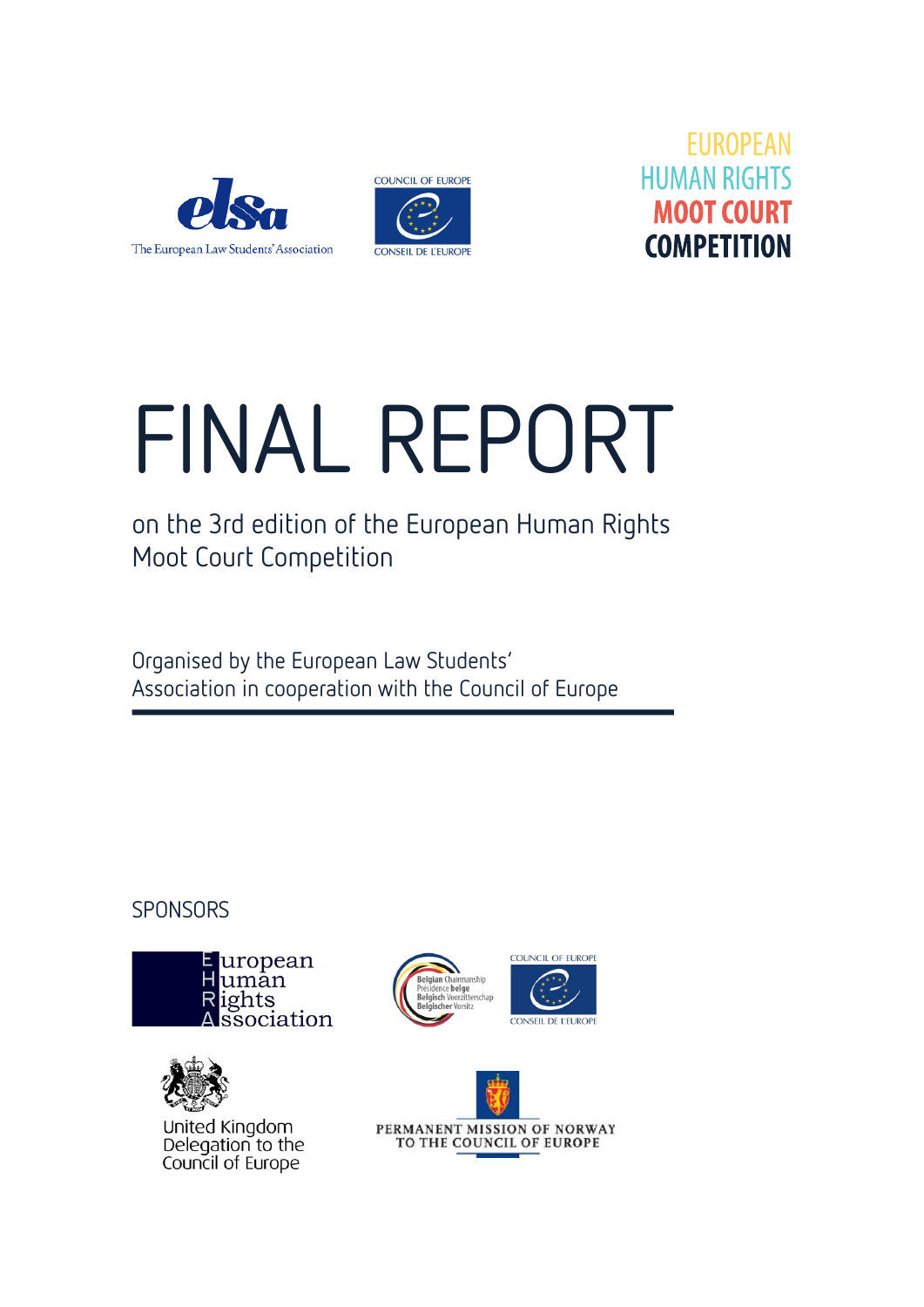The European Law Students' Association

COUNCIL OF EUROPE

CONSEIL DE L'EUROPE

EUROPEAN HUMAN RIGHTS MOOT COURT COMPETITION

# FINAL REPORT

## on the 3rd edition of the European Human Rights Moot Court Competition

Organised by the European Law Students' Association in cooperation with the Council of Europe

SPONSORS

European Human Rights Association

Belgian Chairmanship
Présidence belge
Belgisch Voorzitterschap
Belgischer Vorsitz

COUNCIL OF EUROPE
CONSEIL DE L'EUROPE

United Kingdom Delegation to the Council of Europe

PERMANENT MISSION OF NORWAY TO THE COUNCIL OF EUROPE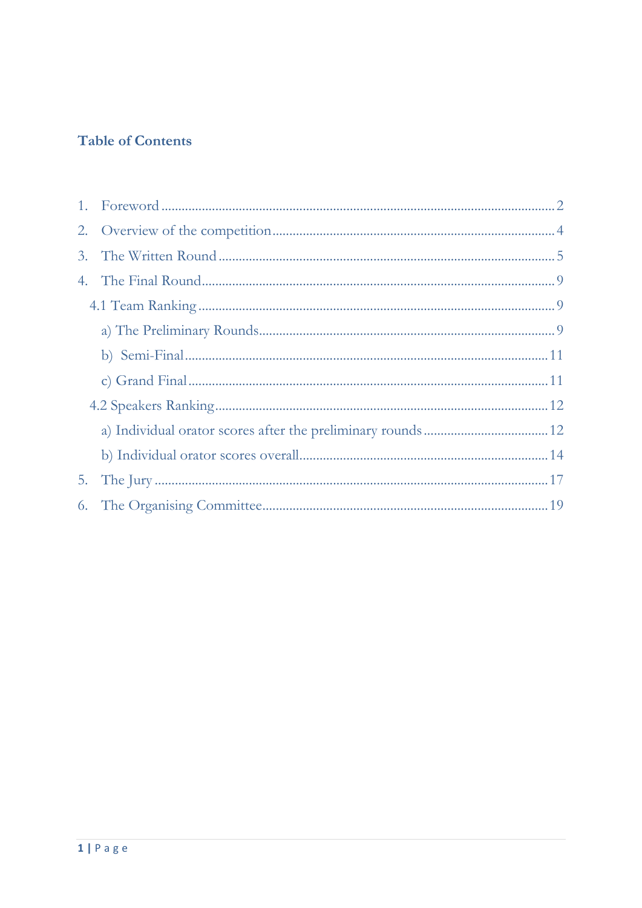## Table of Contents

1. Foreword ..... 2
2. Overview of the competition ..... 4
3. The Written Round ..... 5
4. The Final Round ..... 9
   - 4.1 Team Ranking ..... 9
     - a) The Preliminary Rounds ..... 9
     - b) Semi-Final ..... 11
     - c) Grand Final ..... 11
   - 4.2 Speakers Ranking ..... 12
     - a) Individual orator scores after the preliminary rounds ..... 12
     - b) Individual orator scores overall ..... 14
5. The Jury ..... 17
6. The Organising Committee ..... 19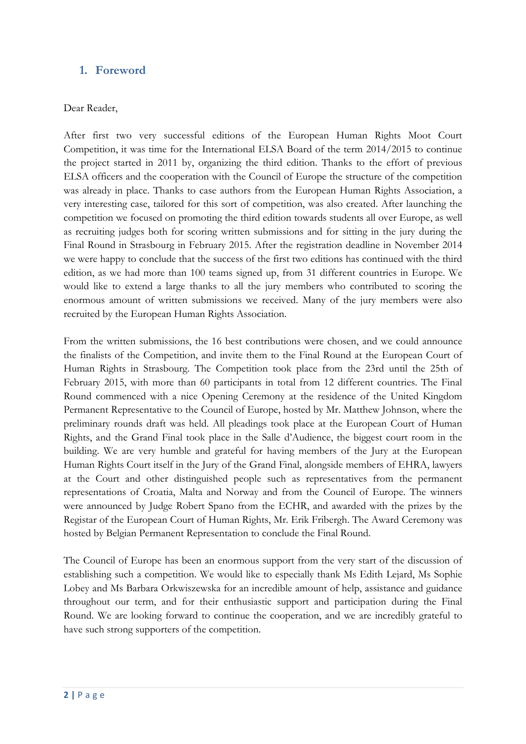## 1. Foreword

Dear Reader,

After first two very successful editions of the European Human Rights Moot Court Competition, it was time for the International ELSA Board of the term 2014/2015 to continue the project started in 2011 by, organizing the third edition. Thanks to the effort of previous ELSA officers and the cooperation with the Council of Europe the structure of the competition was already in place. Thanks to case authors from the European Human Rights Association, a very interesting case, tailored for this sort of competition, was also created. After launching the competition we focused on promoting the third edition towards students all over Europe, as well as recruiting judges both for scoring written submissions and for sitting in the jury during the Final Round in Strasbourg in February 2015. After the registration deadline in November 2014 we were happy to conclude that the success of the first two editions has continued with the third edition, as we had more than 100 teams signed up, from 31 different countries in Europe. We would like to extend a large thanks to all the jury members who contributed to scoring the enormous amount of written submissions we received. Many of the jury members were also recruited by the European Human Rights Association.

From the written submissions, the 16 best contributions were chosen, and we could announce the finalists of the Competition, and invite them to the Final Round at the European Court of Human Rights in Strasbourg. The Competition took place from the 23rd until the 25th of February 2015, with more than 60 participants in total from 12 different countries. The Final Round commenced with a nice Opening Ceremony at the residence of the United Kingdom Permanent Representative to the Council of Europe, hosted by Mr. Matthew Johnson, where the preliminary rounds draft was held. All pleadings took place at the European Court of Human Rights, and the Grand Final took place in the Salle d'Audience, the biggest court room in the building. We are very humble and grateful for having members of the Jury at the European Human Rights Court itself in the Jury of the Grand Final, alongside members of EHRA, lawyers at the Court and other distinguished people such as representatives from the permanent representations of Croatia, Malta and Norway and from the Council of Europe. The winners were announced by Judge Robert Spano from the ECHR, and awarded with the prizes by the Registar of the European Court of Human Rights, Mr. Erik Fribergh. The Award Ceremony was hosted by Belgian Permanent Representation to conclude the Final Round.

The Council of Europe has been an enormous support from the very start of the discussion of establishing such a competition. We would like to especially thank Ms Edith Lejard, Ms Sophie Lobey and Ms Barbara Orkwiszewska for an incredible amount of help, assistance and guidance throughout our term, and for their enthusiastic support and participation during the Final Round. We are looking forward to continue the cooperation, and we are incredibly grateful to have such strong supporters of the competition.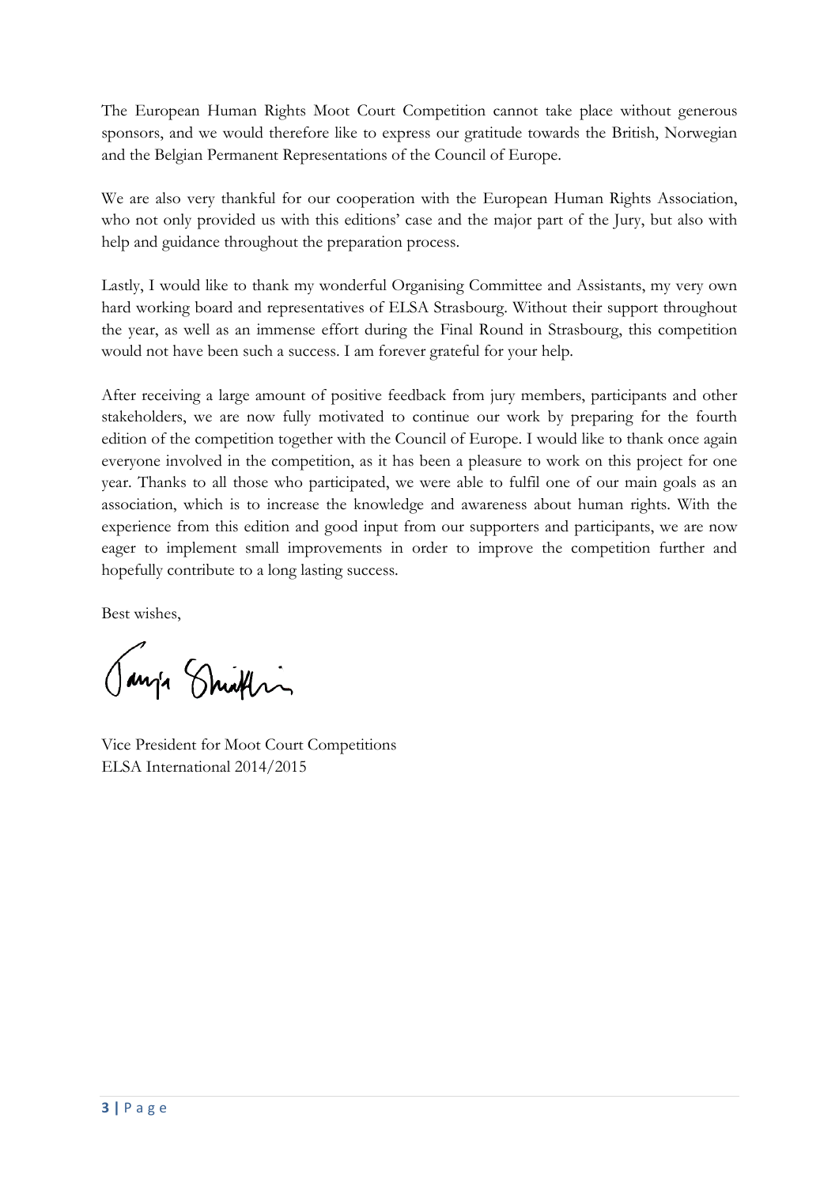The European Human Rights Moot Court Competition cannot take place without generous sponsors, and we would therefore like to express our gratitude towards the British, Norwegian and the Belgian Permanent Representations of the Council of Europe.

We are also very thankful for our cooperation with the European Human Rights Association, who not only provided us with this editions' case and the major part of the Jury, but also with help and guidance throughout the preparation process.

Lastly, I would like to thank my wonderful Organising Committee and Assistants, my very own hard working board and representatives of ELSA Strasbourg. Without their support throughout the year, as well as an immense effort during the Final Round in Strasbourg, this competition would not have been such a success. I am forever grateful for your help.

After receiving a large amount of positive feedback from jury members, participants and other stakeholders, we are now fully motivated to continue our work by preparing for the fourth edition of the competition together with the Council of Europe. I would like to thank once again everyone involved in the competition, as it has been a pleasure to work on this project for one year. Thanks to all those who participated, we were able to fulfil one of our main goals as an association, which is to increase the knowledge and awareness about human rights. With the experience from this edition and good input from our supporters and participants, we are now eager to implement small improvements in order to improve the competition further and hopefully contribute to a long lasting success.

Best wishes,

Vice President for Moot Court Competitions
ELSA International 2014/2015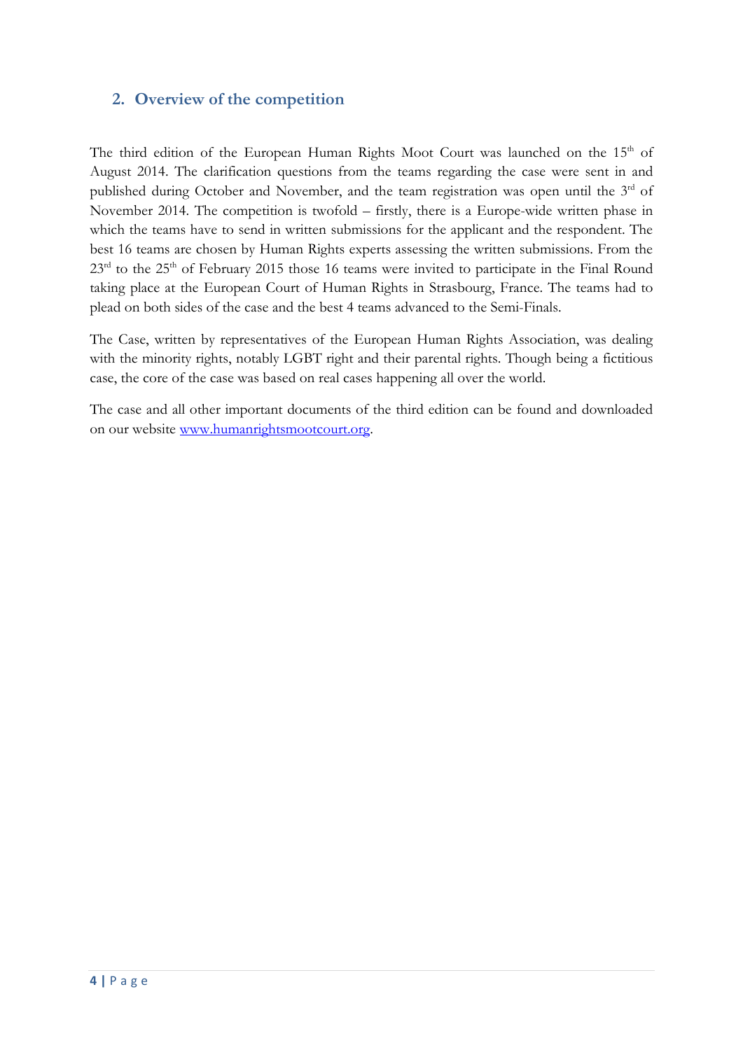## 2. Overview of the competition

The third edition of the European Human Rights Moot Court was launched on the 15th of August 2014. The clarification questions from the teams regarding the case were sent in and published during October and November, and the team registration was open until the 3rd of November 2014. The competition is twofold – firstly, there is a Europe-wide written phase in which the teams have to send in written submissions for the applicant and the respondent. The best 16 teams are chosen by Human Rights experts assessing the written submissions. From the 23rd to the 25th of February 2015 those 16 teams were invited to participate in the Final Round taking place at the European Court of Human Rights in Strasbourg, France. The teams had to plead on both sides of the case and the best 4 teams advanced to the Semi-Finals.

The Case, written by representatives of the European Human Rights Association, was dealing with the minority rights, notably LGBT right and their parental rights. Though being a fictitious case, the core of the case was based on real cases happening all over the world.

The case and all other important documents of the third edition can be found and downloaded on our website [www.humanrightsmootcourt.org](http://www.humanrightsmootcourt.org).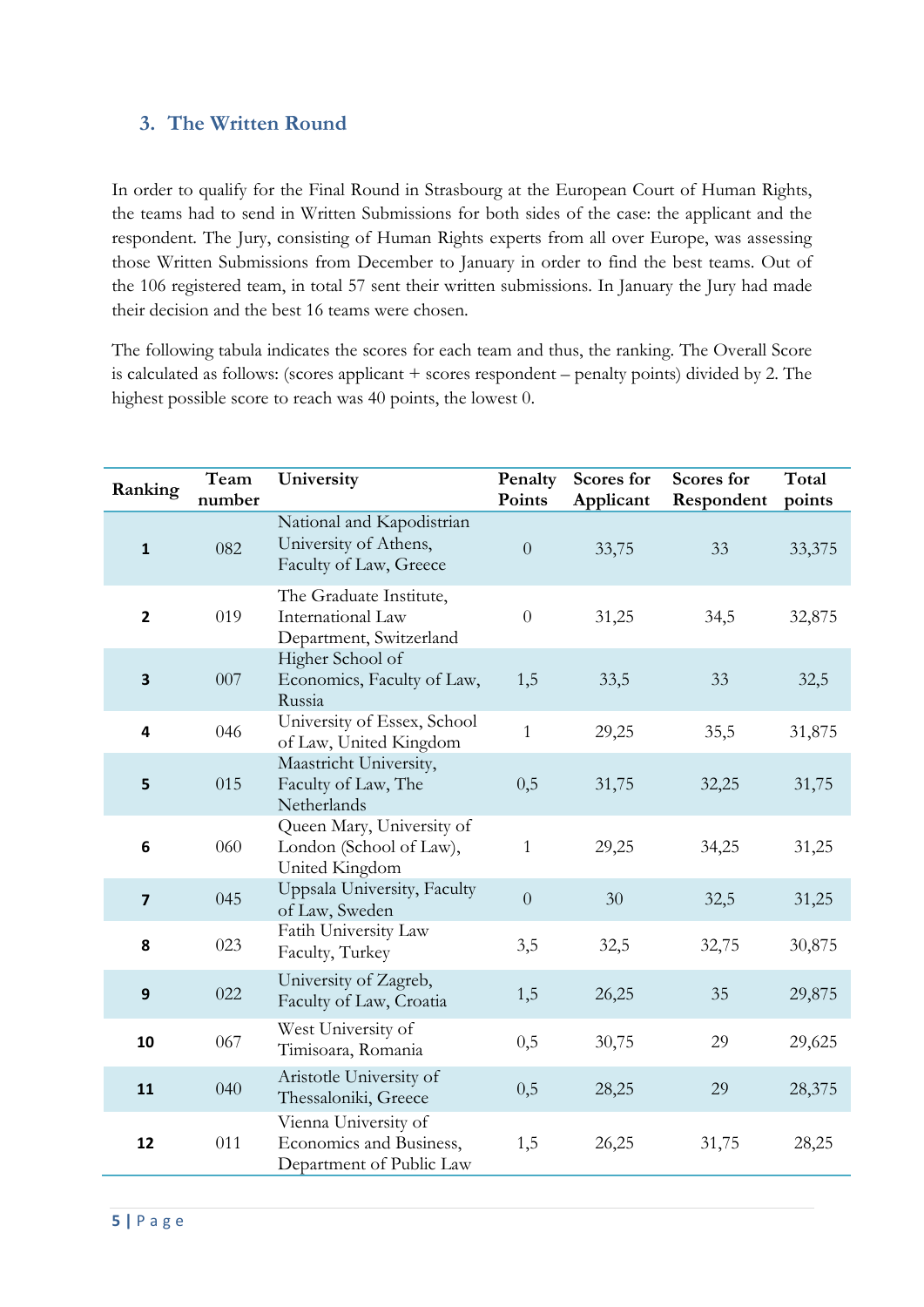## 3. The Written Round

In order to qualify for the Final Round in Strasbourg at the European Court of Human Rights, the teams had to send in Written Submissions for both sides of the case: the applicant and the respondent. The Jury, consisting of Human Rights experts from all over Europe, was assessing those Written Submissions from December to January in order to find the best teams. Out of the 106 registered team, in total 57 sent their written submissions. In January the Jury had made their decision and the best 16 teams were chosen.

The following tabula indicates the scores for each team and thus, the ranking. The Overall Score is calculated as follows: (scores applicant + scores respondent – penalty points) divided by 2. The highest possible score to reach was 40 points, the lowest 0.

| Ranking | Team number | University | Penalty Points | Scores for Applicant | Scores for Respondent | Total points |
|---|---|---|---|---|---|---|
| **1** | 082 | National and Kapodistrian University of Athens, Faculty of Law, Greece | 0 | 33,75 | 33 | 33,375 |
| **2** | 019 | The Graduate Institute, International Law Department, Switzerland | 0 | 31,25 | 34,5 | 32,875 |
| **3** | 007 | Higher School of Economics, Faculty of Law, Russia | 1,5 | 33,5 | 33 | 32,5 |
| **4** | 046 | University of Essex, School of Law, United Kingdom | 1 | 29,25 | 35,5 | 31,875 |
| **5** | 015 | Maastricht University, Faculty of Law, The Netherlands | 0,5 | 31,75 | 32,25 | 31,75 |
| **6** | 060 | Queen Mary, University of London (School of Law), United Kingdom | 1 | 29,25 | 34,25 | 31,25 |
| **7** | 045 | Uppsala University, Faculty of Law, Sweden | 0 | 30 | 32,5 | 31,25 |
| **8** | 023 | Fatih University Law Faculty, Turkey | 3,5 | 32,5 | 32,75 | 30,875 |
| **9** | 022 | University of Zagreb, Faculty of Law, Croatia | 1,5 | 26,25 | 35 | 29,875 |
| **10** | 067 | West University of Timisoara, Romania | 0,5 | 30,75 | 29 | 29,625 |
| **11** | 040 | Aristotle University of Thessaloniki, Greece | 0,5 | 28,25 | 29 | 28,375 |
| **12** | 011 | Vienna University of Economics and Business, Department of Public Law | 1,5 | 26,25 | 31,75 | 28,25 |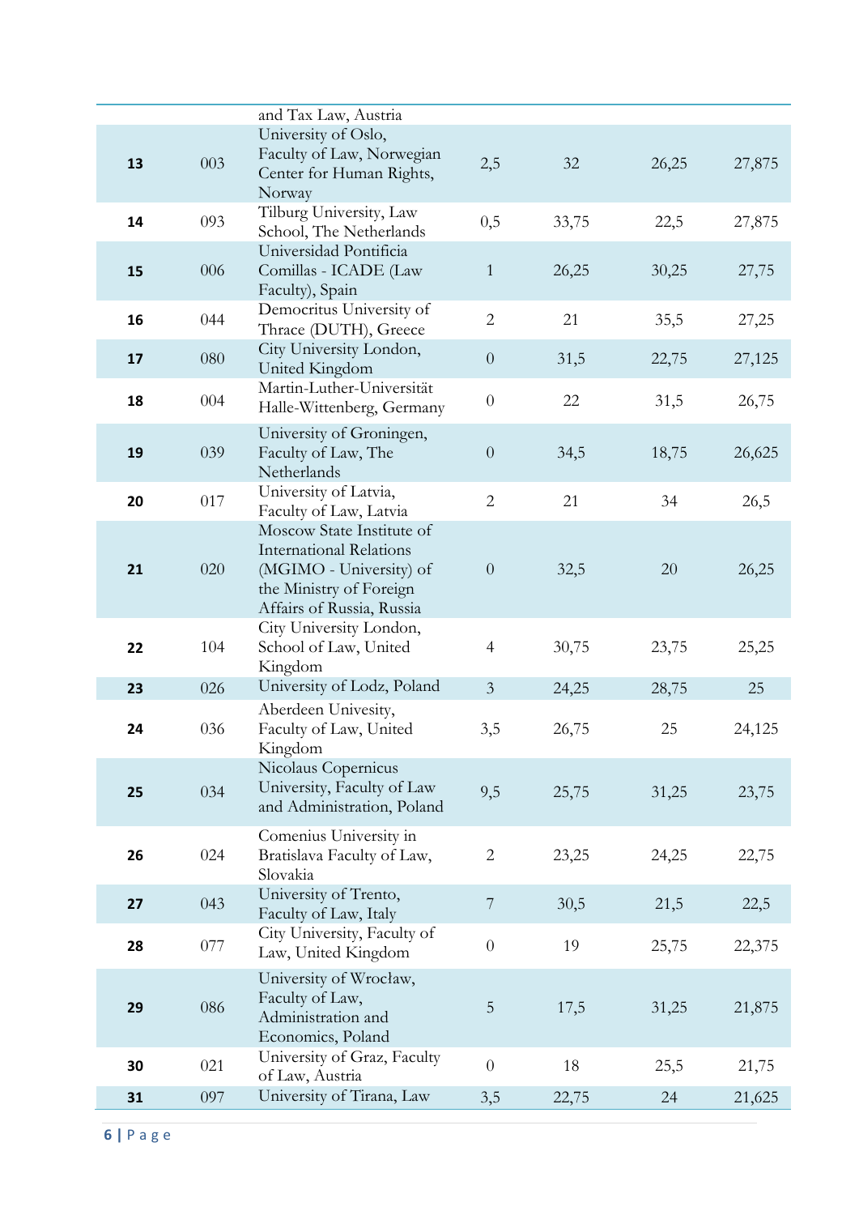| | | | | | | |
|---|---|---|---|---|---|---|
| | | and Tax Law, Austria | | | | |
| **13** | 003 | University of Oslo, Faculty of Law, Norwegian Center for Human Rights, Norway | 2,5 | 32 | 26,25 | 27,875 |
| **14** | 093 | Tilburg University, Law School, The Netherlands | 0,5 | 33,75 | 22,5 | 27,875 |
| **15** | 006 | Universidad Pontificia Comillas - ICADE (Law Faculty), Spain | 1 | 26,25 | 30,25 | 27,75 |
| **16** | 044 | Democritus University of Thrace (DUTH), Greece | 2 | 21 | 35,5 | 27,25 |
| **17** | 080 | City University London, United Kingdom | 0 | 31,5 | 22,75 | 27,125 |
| **18** | 004 | Martin-Luther-Universität Halle-Wittenberg, Germany | 0 | 22 | 31,5 | 26,75 |
| **19** | 039 | University of Groningen, Faculty of Law, The Netherlands | 0 | 34,5 | 18,75 | 26,625 |
| **20** | 017 | University of Latvia, Faculty of Law, Latvia | 2 | 21 | 34 | 26,5 |
| **21** | 020 | Moscow State Institute of International Relations (MGIMO - University) of the Ministry of Foreign Affairs of Russia, Russia | 0 | 32,5 | 20 | 26,25 |
| **22** | 104 | City University London, School of Law, United Kingdom | 4 | 30,75 | 23,75 | 25,25 |
| **23** | 026 | University of Lodz, Poland | 3 | 24,25 | 28,75 | 25 |
| **24** | 036 | Aberdeen Univesity, Faculty of Law, United Kingdom | 3,5 | 26,75 | 25 | 24,125 |
| **25** | 034 | Nicolaus Copernicus University, Faculty of Law and Administration, Poland | 9,5 | 25,75 | 31,25 | 23,75 |
| **26** | 024 | Comenius University in Bratislava Faculty of Law, Slovakia | 2 | 23,25 | 24,25 | 22,75 |
| **27** | 043 | University of Trento, Faculty of Law, Italy | 7 | 30,5 | 21,5 | 22,5 |
| **28** | 077 | City University, Faculty of Law, United Kingdom | 0 | 19 | 25,75 | 22,375 |
| **29** | 086 | University of Wrocław, Faculty of Law, Administration and Economics, Poland | 5 | 17,5 | 31,25 | 21,875 |
| **30** | 021 | University of Graz, Faculty of Law, Austria | 0 | 18 | 25,5 | 21,75 |
| **31** | 097 | University of Tirana, Law | 3,5 | 22,75 | 24 | 21,625 |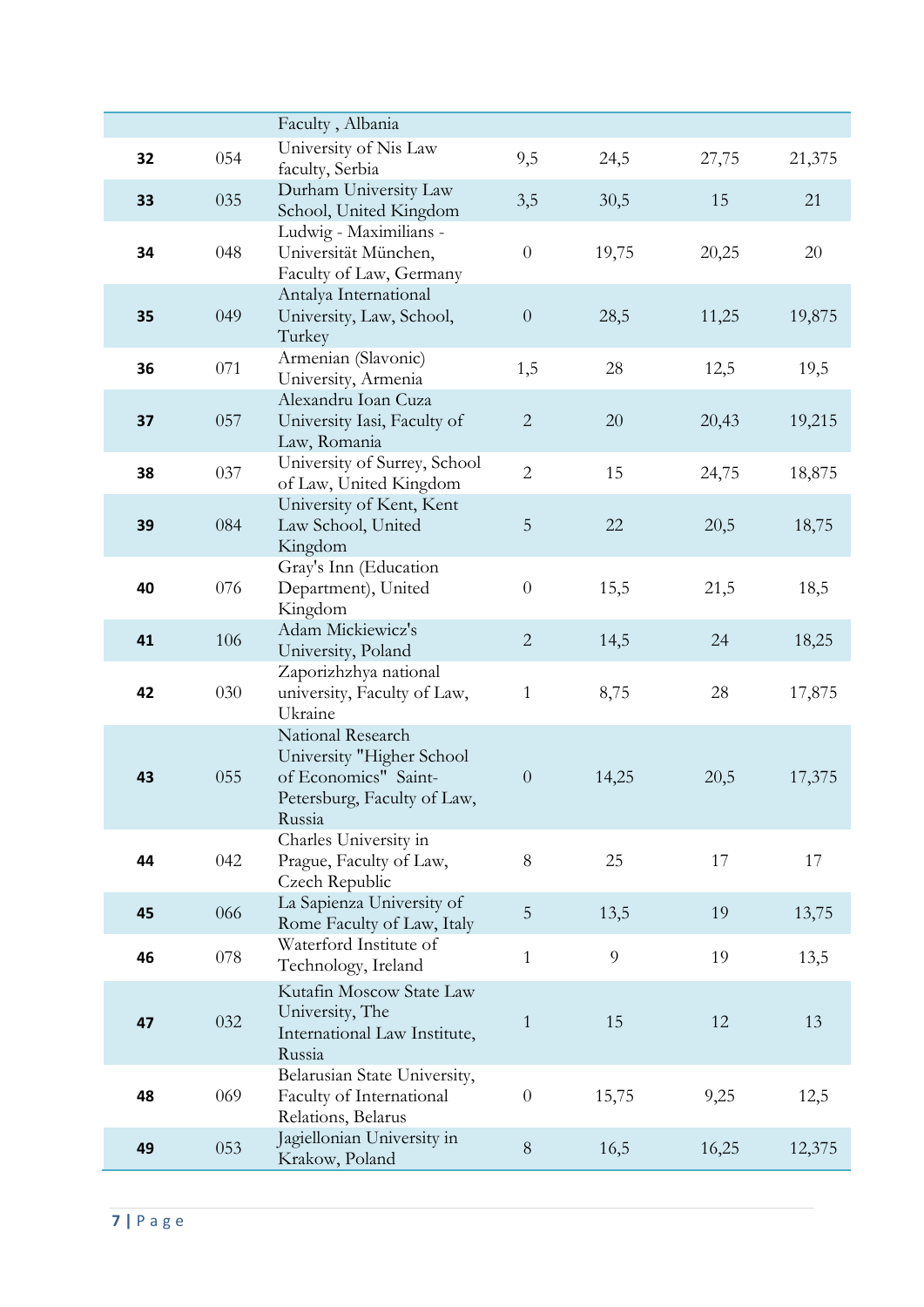| | | | | | | |
|---|---|---|---|---|---|---|
| | | Faculty , Albania | | | | |
| **32** | 054 | University of Nis Law faculty, Serbia | 9,5 | 24,5 | 27,75 | 21,375 |
| **33** | 035 | Durham University Law School, United Kingdom | 3,5 | 30,5 | 15 | 21 |
| **34** | 048 | Ludwig - Maximilians - Universität München, Faculty of Law, Germany | 0 | 19,75 | 20,25 | 20 |
| **35** | 049 | Antalya International University, Law, School, Turkey | 0 | 28,5 | 11,25 | 19,875 |
| **36** | 071 | Armenian (Slavonic) University, Armenia | 1,5 | 28 | 12,5 | 19,5 |
| **37** | 057 | Alexandru Ioan Cuza University Iasi, Faculty of Law, Romania | 2 | 20 | 20,43 | 19,215 |
| **38** | 037 | University of Surrey, School of Law, United Kingdom | 2 | 15 | 24,75 | 18,875 |
| **39** | 084 | University of Kent, Kent Law School, United Kingdom | 5 | 22 | 20,5 | 18,75 |
| **40** | 076 | Gray's Inn (Education Department), United Kingdom | 0 | 15,5 | 21,5 | 18,5 |
| **41** | 106 | Adam Mickiewicz's University, Poland | 2 | 14,5 | 24 | 18,25 |
| **42** | 030 | Zaporizhzhya national university, Faculty of Law, Ukraine | 1 | 8,75 | 28 | 17,875 |
| **43** | 055 | National Research University "Higher School of Economics" Saint-Petersburg, Faculty of Law, Russia | 0 | 14,25 | 20,5 | 17,375 |
| **44** | 042 | Charles University in Prague, Faculty of Law, Czech Republic | 8 | 25 | 17 | 17 |
| **45** | 066 | La Sapienza University of Rome Faculty of Law, Italy | 5 | 13,5 | 19 | 13,75 |
| **46** | 078 | Waterford Institute of Technology, Ireland | 1 | 9 | 19 | 13,5 |
| **47** | 032 | Kutafin Moscow State Law University, The International Law Institute, Russia | 1 | 15 | 12 | 13 |
| **48** | 069 | Belarusian State University, Faculty of International Relations, Belarus | 0 | 15,75 | 9,25 | 12,5 |
| **49** | 053 | Jagiellonian University in Krakow, Poland | 8 | 16,5 | 16,25 | 12,375 |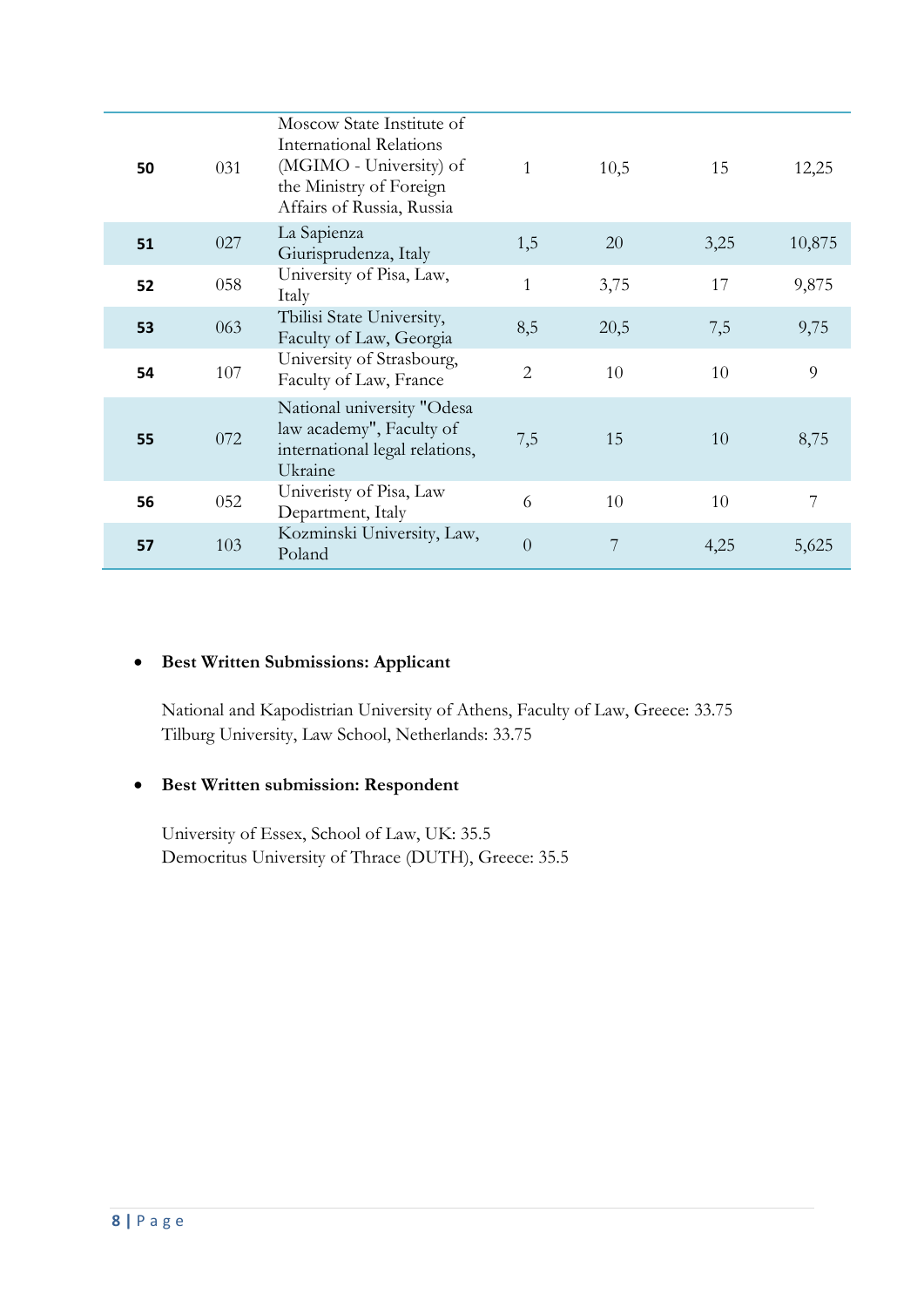| | | | | | | |
|---|---|---|---|---|---|---|
| **50** | 031 | Moscow State Institute of International Relations (MGIMO - University) of the Ministry of Foreign Affairs of Russia, Russia | 1 | 10,5 | 15 | 12,25 |
| **51** | 027 | La Sapienza Giurisprudenza, Italy | 1,5 | 20 | 3,25 | 10,875 |
| **52** | 058 | University of Pisa, Law, Italy | 1 | 3,75 | 17 | 9,875 |
| **53** | 063 | Tbilisi State University, Faculty of Law, Georgia | 8,5 | 20,5 | 7,5 | 9,75 |
| **54** | 107 | University of Strasbourg, Faculty of Law, France | 2 | 10 | 10 | 9 |
| **55** | 072 | National university "Odesa law academy", Faculty of international legal relations, Ukraine | 7,5 | 15 | 10 | 8,75 |
| **56** | 052 | Univeristy of Pisa, Law Department, Italy | 6 | 10 | 10 | 7 |
| **57** | 103 | Kozminski University, Law, Poland | 0 | 7 | 4,25 | 5,625 |

- **Best Written Submissions: Applicant**

  National and Kapodistrian University of Athens, Faculty of Law, Greece: 33.75
  Tilburg University, Law School, Netherlands: 33.75

- **Best Written submission: Respondent**

  University of Essex, School of Law, UK: 35.5
  Democritus University of Thrace (DUTH), Greece: 35.5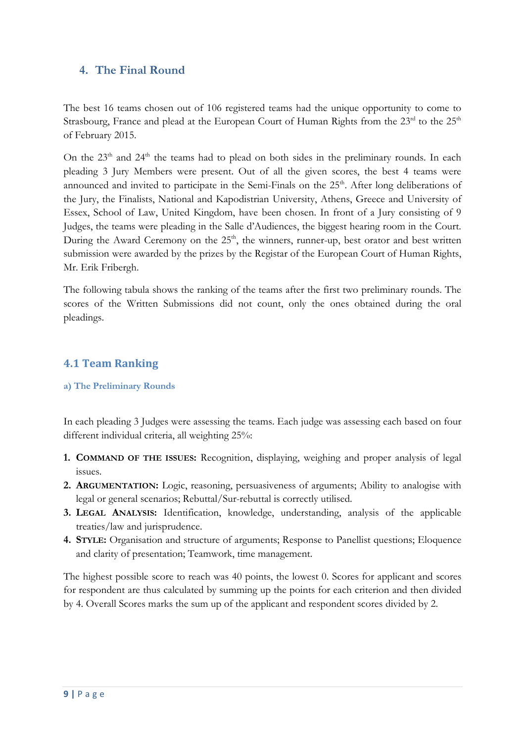## 4. The Final Round

The best 16 teams chosen out of 106 registered teams had the unique opportunity to come to Strasbourg, France and plead at the European Court of Human Rights from the 23rd to the 25th of February 2015.

On the 23th and 24th the teams had to plead on both sides in the preliminary rounds. In each pleading 3 Jury Members were present. Out of all the given scores, the best 4 teams were announced and invited to participate in the Semi-Finals on the 25th. After long deliberations of the Jury, the Finalists, National and Kapodistrian University, Athens, Greece and University of Essex, School of Law, United Kingdom, have been chosen. In front of a Jury consisting of 9 Judges, the teams were pleading in the Salle d'Audiences, the biggest hearing room in the Court. During the Award Ceremony on the 25th, the winners, runner-up, best orator and best written submission were awarded by the prizes by the Registar of the European Court of Human Rights, Mr. Erik Fribergh.

The following tabula shows the ranking of the teams after the first two preliminary rounds. The scores of the Written Submissions did not count, only the ones obtained during the oral pleadings.

### 4.1 Team Ranking

#### a) The Preliminary Rounds

In each pleading 3 Judges were assessing the teams. Each judge was assessing each based on four different individual criteria, all weighting 25%:

1. **Command of the issues:** Recognition, displaying, weighing and proper analysis of legal issues.
2. **Argumentation:** Logic, reasoning, persuasiveness of arguments; Ability to analogise with legal or general scenarios; Rebuttal/Sur-rebuttal is correctly utilised.
3. **Legal Analysis:** Identification, knowledge, understanding, analysis of the applicable treaties/law and jurisprudence.
4. **Style:** Organisation and structure of arguments; Response to Panellist questions; Eloquence and clarity of presentation; Teamwork, time management.

The highest possible score to reach was 40 points, the lowest 0. Scores for applicant and scores for respondent are thus calculated by summing up the points for each criterion and then divided by 4. Overall Scores marks the sum up of the applicant and respondent scores divided by 2.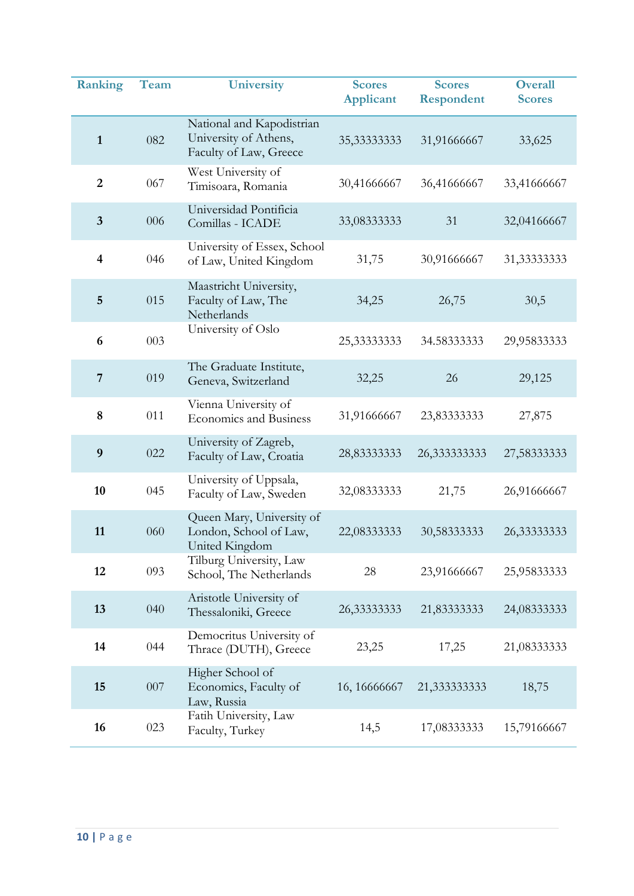| Ranking | Team | University | Scores Applicant | Scores Respondent | Overall Scores |
|---|---|---|---|---|---|
| **1** | 082 | National and Kapodistrian University of Athens, Faculty of Law, Greece | 35,33333333 | 31,91666667 | 33,625 |
| **2** | 067 | West University of Timisoara, Romania | 30,41666667 | 36,41666667 | 33,41666667 |
| **3** | 006 | Universidad Pontificia Comillas - ICADE | 33,08333333 | 31 | 32,04166667 |
| **4** | 046 | University of Essex, School of Law, United Kingdom | 31,75 | 30,91666667 | 31,33333333 |
| **5** | 015 | Maastricht University, Faculty of Law, The Netherlands | 34,25 | 26,75 | 30,5 |
| **6** | 003 | University of Oslo | 25,33333333 | 34.58333333 | 29,95833333 |
| **7** | 019 | The Graduate Institute, Geneva, Switzerland | 32,25 | 26 | 29,125 |
| **8** | 011 | Vienna University of Economics and Business | 31,91666667 | 23,83333333 | 27,875 |
| **9** | 022 | University of Zagreb, Faculty of Law, Croatia | 28,83333333 | 26,333333333 | 27,58333333 |
| **10** | 045 | University of Uppsala, Faculty of Law, Sweden | 32,08333333 | 21,75 | 26,91666667 |
| **11** | 060 | Queen Mary, University of London, School of Law, United Kingdom | 22,08333333 | 30,58333333 | 26,33333333 |
| **12** | 093 | Tilburg University, Law School, The Netherlands | 28 | 23,91666667 | 25,95833333 |
| **13** | 040 | Aristotle University of Thessaloniki, Greece | 26,33333333 | 21,83333333 | 24,08333333 |
| **14** | 044 | Democritus University of Thrace (DUTH), Greece | 23,25 | 17,25 | 21,08333333 |
| **15** | 007 | Higher School of Economics, Faculty of Law, Russia | 16, 16666667 | 21,333333333 | 18,75 |
| **16** | 023 | Fatih University, Law Faculty, Turkey | 14,5 | 17,08333333 | 15,79166667 |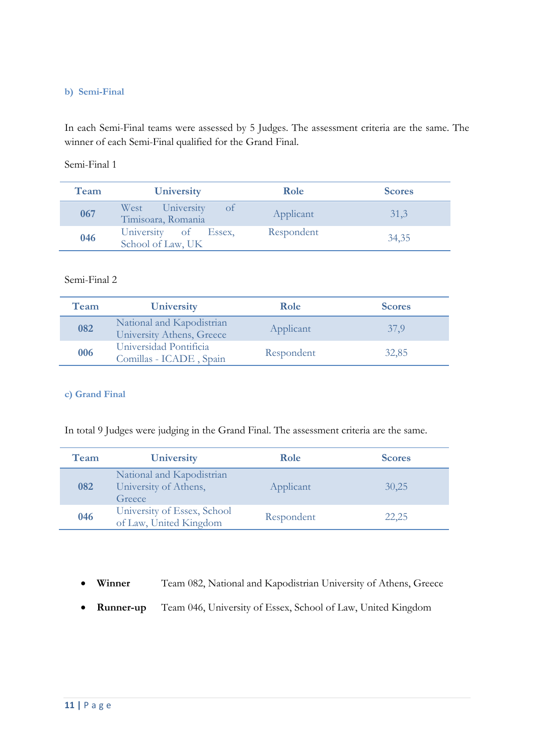### b) Semi-Final

In each Semi-Final teams were assessed by 5 Judges. The assessment criteria are the same. The winner of each Semi-Final qualified for the Grand Final.

Semi-Final 1

| Team | University | Role | Scores |
|---|---|---|---|
| 067 | West University of Timisoara, Romania | Applicant | 31,3 |
| 046 | University of Essex, School of Law, UK | Respondent | 34,35 |

Semi-Final 2

| Team | University | Role | Scores |
|---|---|---|---|
| 082 | National and Kapodistrian University Athens, Greece | Applicant | 37,9 |
| 006 | Universidad Pontificia Comillas - ICADE , Spain | Respondent | 32,85 |

### c) Grand Final

In total 9 Judges were judging in the Grand Final. The assessment criteria are the same.

| Team | University | Role | Scores |
|---|---|---|---|
| 082 | National and Kapodistrian University of Athens, Greece | Applicant | 30,25 |
| 046 | University of Essex, School of Law, United Kingdom | Respondent | 22,25 |

- **Winner** Team 082, National and Kapodistrian University of Athens, Greece
- **Runner-up** Team 046, University of Essex, School of Law, United Kingdom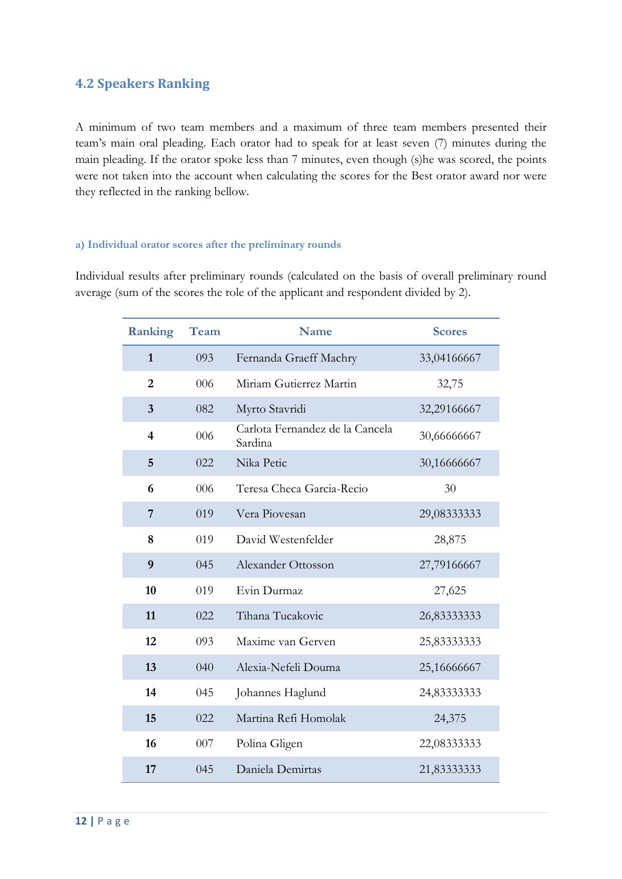## 4.2 Speakers Ranking

A minimum of two team members and a maximum of three team members presented their team's main oral pleading. Each orator had to speak for at least seven (7) minutes during the main pleading. If the orator spoke less than 7 minutes, even though (s)he was scored, the points were not taken into the account when calculating the scores for the Best orator award nor were they reflected in the ranking bellow.

#### a) Individual orator scores after the preliminary rounds

Individual results after preliminary rounds (calculated on the basis of overall preliminary round average (sum of the scores the role of the applicant and respondent divided by 2).

| Ranking | Team | Name | Scores |
|---|---|---|---|
| **1** | 093 | Fernanda Graeff Machry | 33,04166667 |
| **2** | 006 | Miriam Gutierrez Martin | 32,75 |
| **3** | 082 | Myrto Stavridi | 32,29166667 |
| **4** | 006 | Carlota Fernandez de la Cancela Sardina | 30,66666667 |
| **5** | 022 | Nika Petic | 30,16666667 |
| **6** | 006 | Teresa Checa Garcia-Recio | 30 |
| **7** | 019 | Vera Piovesan | 29,08333333 |
| **8** | 019 | David Westenfelder | 28,875 |
| **9** | 045 | Alexander Ottosson | 27,79166667 |
| **10** | 019 | Evin Durmaz | 27,625 |
| **11** | 022 | Tihana Tucakovic | 26,83333333 |
| **12** | 093 | Maxime van Gerven | 25,83333333 |
| **13** | 040 | Alexia-Nefeli Douma | 25,16666667 |
| **14** | 045 | Johannes Haglund | 24,83333333 |
| **15** | 022 | Martina Refi Homolak | 24,375 |
| **16** | 007 | Polina Gligen | 22,08333333 |
| **17** | 045 | Daniela Demirtas | 21,83333333 |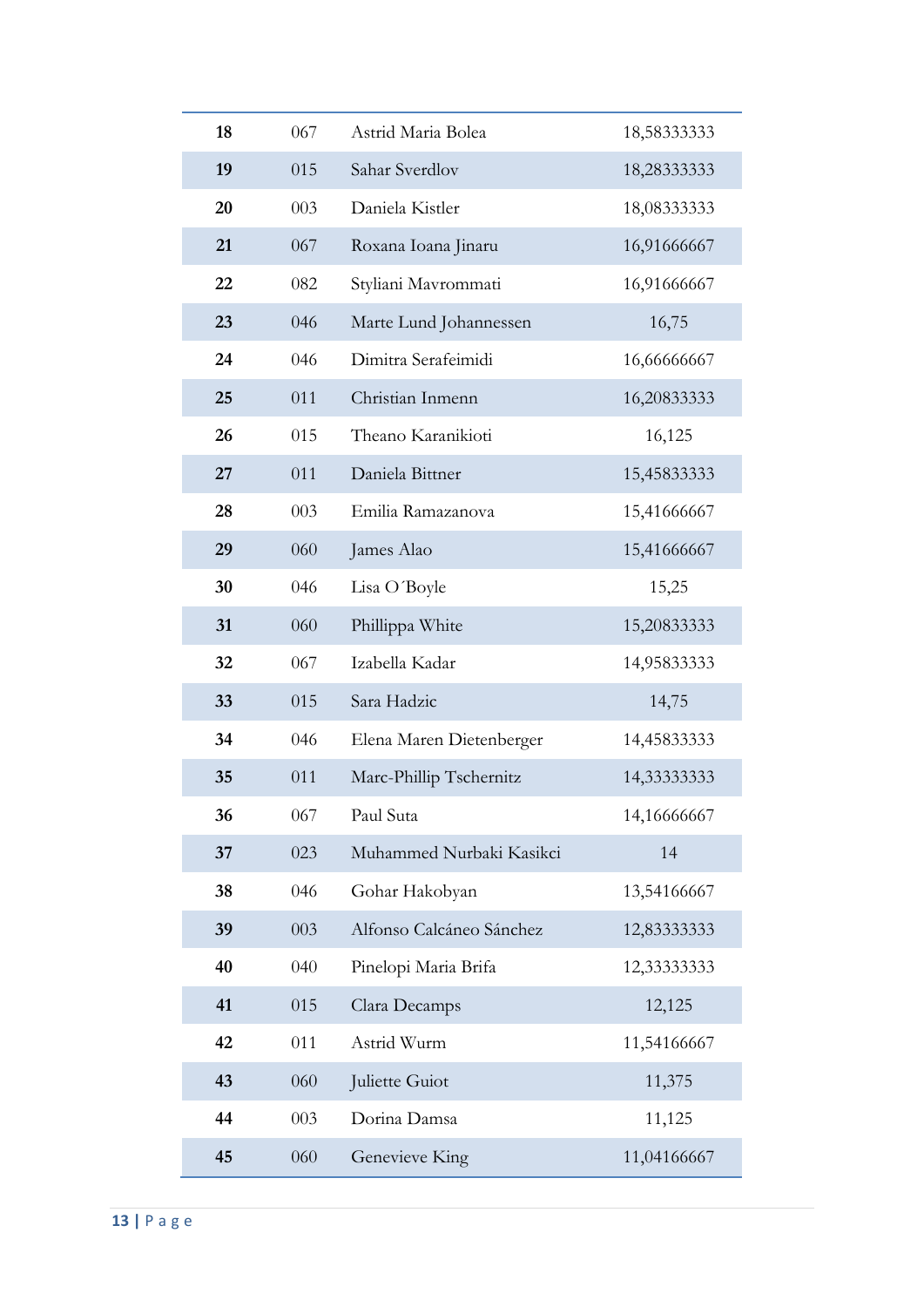| | | | |
|---|---|---|---|
| **18** | 067 | Astrid Maria Bolea | 18,58333333 |
| **19** | 015 | Sahar Sverdlov | 18,28333333 |
| **20** | 003 | Daniela Kistler | 18,08333333 |
| **21** | 067 | Roxana Ioana Jinaru | 16,91666667 |
| **22** | 082 | Styliani Mavrommati | 16,91666667 |
| **23** | 046 | Marte Lund Johannessen | 16,75 |
| **24** | 046 | Dimitra Serafeimidi | 16,66666667 |
| **25** | 011 | Christian Inmenn | 16,20833333 |
| **26** | 015 | Theano Karanikioti | 16,125 |
| **27** | 011 | Daniela Bittner | 15,45833333 |
| **28** | 003 | Emilia Ramazanova | 15,41666667 |
| **29** | 060 | James Alao | 15,41666667 |
| **30** | 046 | Lisa O´Boyle | 15,25 |
| **31** | 060 | Phillippa White | 15,20833333 |
| **32** | 067 | Izabella Kadar | 14,95833333 |
| **33** | 015 | Sara Hadzic | 14,75 |
| **34** | 046 | Elena Maren Dietenberger | 14,45833333 |
| **35** | 011 | Marc-Phillip Tschernitz | 14,33333333 |
| **36** | 067 | Paul Suta | 14,16666667 |
| **37** | 023 | Muhammed Nurbaki Kasikci | 14 |
| **38** | 046 | Gohar Hakobyan | 13,54166667 |
| **39** | 003 | Alfonso Calcáneo Sánchez | 12,83333333 |
| **40** | 040 | Pinelopi Maria Brifa | 12,33333333 |
| **41** | 015 | Clara Decamps | 12,125 |
| **42** | 011 | Astrid Wurm | 11,54166667 |
| **43** | 060 | Juliette Guiot | 11,375 |
| **44** | 003 | Dorina Damsa | 11,125 |
| **45** | 060 | Genevieve King | 11,04166667 |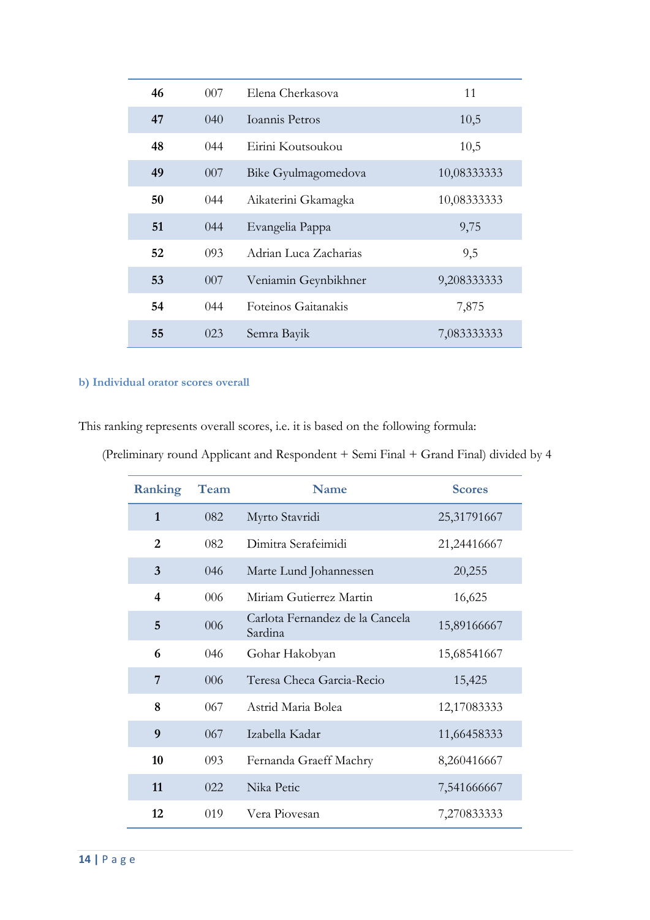| | | | |
|---|---|---|---|
| **46** | 007 | Elena Cherkasova | 11 |
| **47** | 040 | Ioannis Petros | 10,5 |
| **48** | 044 | Eirini Koutsoukou | 10,5 |
| **49** | 007 | Bike Gyulmagomedova | 10,08333333 |
| **50** | 044 | Aikaterini Gkamagka | 10,08333333 |
| **51** | 044 | Evangelia Pappa | 9,75 |
| **52** | 093 | Adrian Luca Zacharias | 9,5 |
| **53** | 007 | Veniamin Geynbikhner | 9,208333333 |
| **54** | 044 | Foteinos Gaitanakis | 7,875 |
| **55** | 023 | Semra Bayik | 7,083333333 |

### b) Individual orator scores overall

This ranking represents overall scores, i.e. it is based on the following formula:

(Preliminary round Applicant and Respondent + Semi Final + Grand Final) divided by 4

| Ranking | Team | Name | Scores |
|---|---|---|---|
| **1** | 082 | Myrto Stavridi | 25,31791667 |
| **2** | 082 | Dimitra Serafeimidi | 21,24416667 |
| **3** | 046 | Marte Lund Johannessen | 20,255 |
| **4** | 006 | Miriam Gutierrez Martin | 16,625 |
| **5** | 006 | Carlota Fernandez de la Cancela Sardina | 15,89166667 |
| **6** | 046 | Gohar Hakobyan | 15,68541667 |
| **7** | 006 | Teresa Checa Garcia-Recio | 15,425 |
| **8** | 067 | Astrid Maria Bolea | 12,17083333 |
| **9** | 067 | Izabella Kadar | 11,66458333 |
| **10** | 093 | Fernanda Graeff Machry | 8,260416667 |
| **11** | 022 | Nika Petic | 7,541666667 |
| **12** | 019 | Vera Piovesan | 7,270833333 |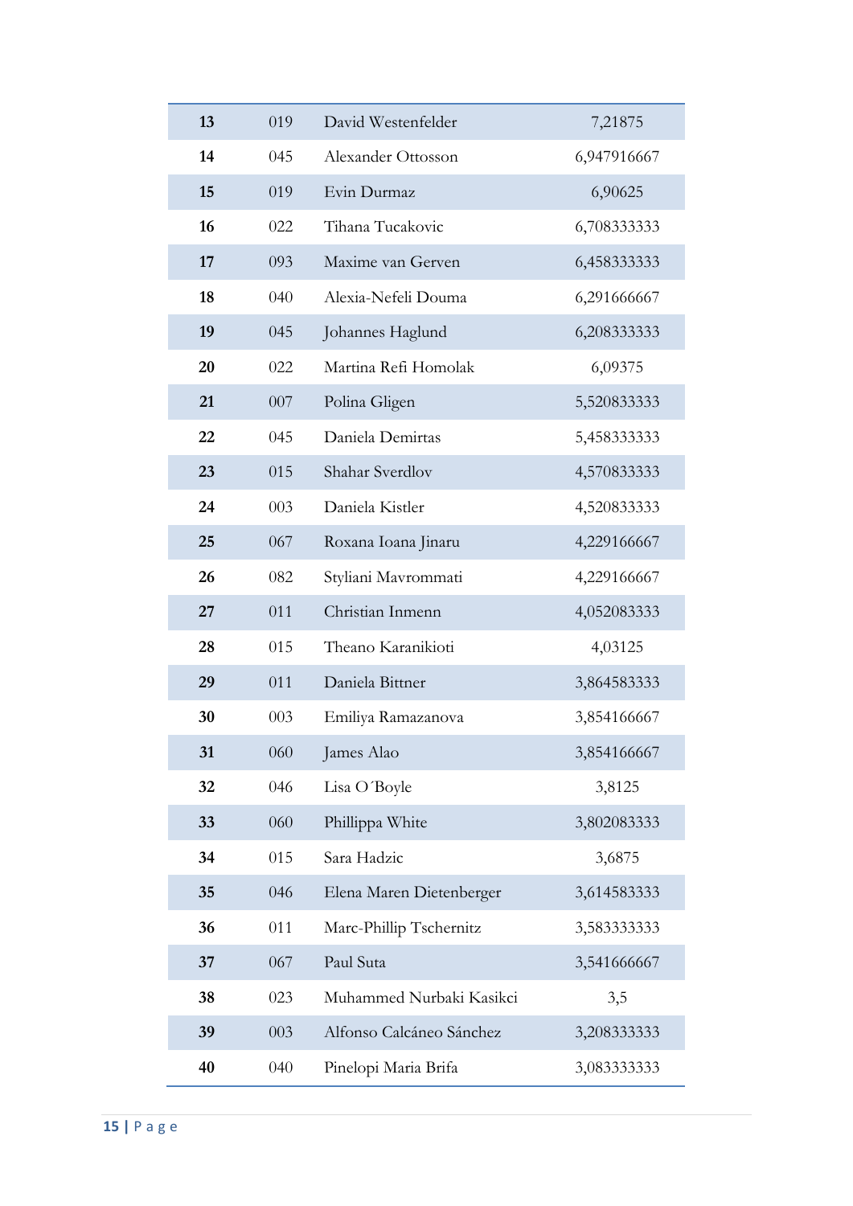| | | | |
|---|---|---|---|
| **13** | 019 | David Westenfelder | 7,21875 |
| **14** | 045 | Alexander Ottosson | 6,947916667 |
| **15** | 019 | Evin Durmaz | 6,90625 |
| **16** | 022 | Tihana Tucakovic | 6,708333333 |
| **17** | 093 | Maxime van Gerven | 6,458333333 |
| **18** | 040 | Alexia-Nefeli Douma | 6,291666667 |
| **19** | 045 | Johannes Haglund | 6,208333333 |
| **20** | 022 | Martina Refi Homolak | 6,09375 |
| **21** | 007 | Polina Gligen | 5,520833333 |
| **22** | 045 | Daniela Demirtas | 5,458333333 |
| **23** | 015 | Shahar Sverdlov | 4,570833333 |
| **24** | 003 | Daniela Kistler | 4,520833333 |
| **25** | 067 | Roxana Ioana Jinaru | 4,229166667 |
| **26** | 082 | Styliani Mavrommati | 4,229166667 |
| **27** | 011 | Christian Inmenn | 4,052083333 |
| **28** | 015 | Theano Karanikioti | 4,03125 |
| **29** | 011 | Daniela Bittner | 3,864583333 |
| **30** | 003 | Emiliya Ramazanova | 3,854166667 |
| **31** | 060 | James Alao | 3,854166667 |
| **32** | 046 | Lisa O´Boyle | 3,8125 |
| **33** | 060 | Phillippa White | 3,802083333 |
| **34** | 015 | Sara Hadzic | 3,6875 |
| **35** | 046 | Elena Maren Dietenberger | 3,614583333 |
| **36** | 011 | Marc-Phillip Tschernitz | 3,583333333 |
| **37** | 067 | Paul Suta | 3,541666667 |
| **38** | 023 | Muhammed Nurbaki Kasikci | 3,5 |
| **39** | 003 | Alfonso Calcáneo Sánchez | 3,208333333 |
| **40** | 040 | Pinelopi Maria Brifa | 3,083333333 |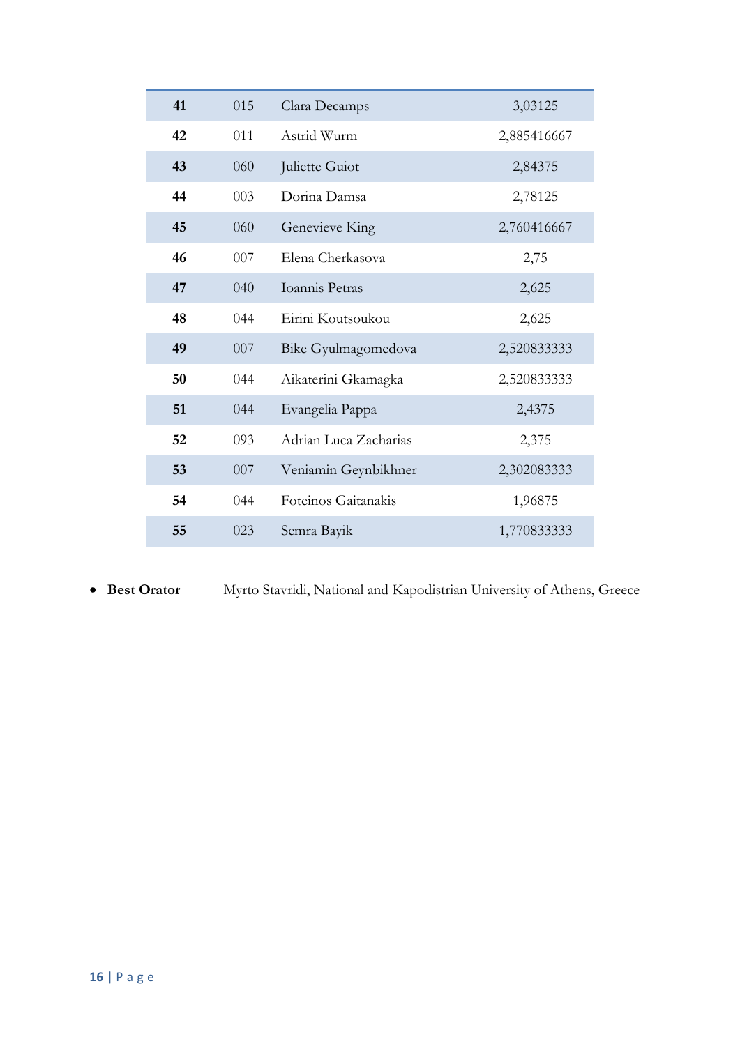| 41 | 015 | Clara Decamps | 3,03125 |
|---|---|---|---|
| 42 | 011 | Astrid Wurm | 2,885416667 |
| 43 | 060 | Juliette Guiot | 2,84375 |
| 44 | 003 | Dorina Damsa | 2,78125 |
| 45 | 060 | Genevieve King | 2,760416667 |
| 46 | 007 | Elena Cherkasova | 2,75 |
| 47 | 040 | Ioannis Petras | 2,625 |
| 48 | 044 | Eirini Koutsoukou | 2,625 |
| 49 | 007 | Bike Gyulmagomedova | 2,520833333 |
| 50 | 044 | Aikaterini Gkamagka | 2,520833333 |
| 51 | 044 | Evangelia Pappa | 2,4375 |
| 52 | 093 | Adrian Luca Zacharias | 2,375 |
| 53 | 007 | Veniamin Geynbikhner | 2,302083333 |
| 54 | 044 | Foteinos Gaitanakis | 1,96875 |
| 55 | 023 | Semra Bayik | 1,770833333 |

- **Best Orator** Myrto Stavridi, National and Kapodistrian University of Athens, Greece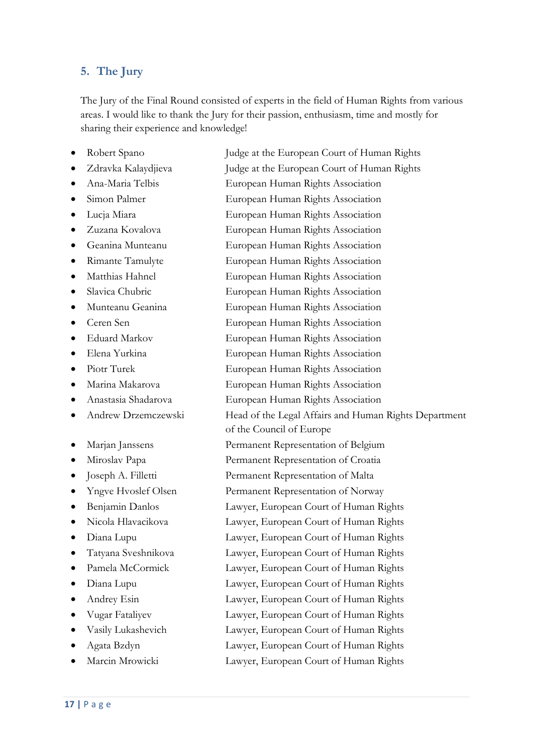## 5. The Jury

The Jury of the Final Round consisted of experts in the field of Human Rights from various areas. I would like to thank the Jury for their passion, enthusiasm, time and mostly for sharing their experience and knowledge!

- Robert Spano — Judge at the European Court of Human Rights
- Zdravka Kalaydjieva — Judge at the European Court of Human Rights
- Ana-Maria Telbis — European Human Rights Association
- Simon Palmer — European Human Rights Association
- Lucja Miara — European Human Rights Association
- Zuzana Kovalova — European Human Rights Association
- Geanina Munteanu — European Human Rights Association
- Rimante Tamulyte — European Human Rights Association
- Matthias Hahnel — European Human Rights Association
- Slavica Chubric — European Human Rights Association
- Munteanu Geanina — European Human Rights Association
- Ceren Sen — European Human Rights Association
- Eduard Markov — European Human Rights Association
- Elena Yurkina — European Human Rights Association
- Piotr Turek — European Human Rights Association
- Marina Makarova — European Human Rights Association
- Anastasia Shadarova — European Human Rights Association
- Andrew Drzemczewski — Head of the Legal Affairs and Human Rights Department of the Council of Europe
- Marjan Janssens — Permanent Representation of Belgium
- Miroslav Papa — Permanent Representation of Croatia
- Joseph A. Filletti — Permanent Representation of Malta
- Yngve Hvoslef Olsen — Permanent Representation of Norway
- Benjamin Danlos — Lawyer, European Court of Human Rights
- Nicola Hlavacikova — Lawyer, European Court of Human Rights
- Diana Lupu — Lawyer, European Court of Human Rights
- Tatyana Sveshnikova — Lawyer, European Court of Human Rights
- Pamela McCormick — Lawyer, European Court of Human Rights
- Diana Lupu — Lawyer, European Court of Human Rights
- Andrey Esin — Lawyer, European Court of Human Rights
- Vugar Fataliyev — Lawyer, European Court of Human Rights
- Vasily Lukashevich — Lawyer, European Court of Human Rights
- Agata Bzdyn — Lawyer, European Court of Human Rights
- Marcin Mrowicki — Lawyer, European Court of Human Rights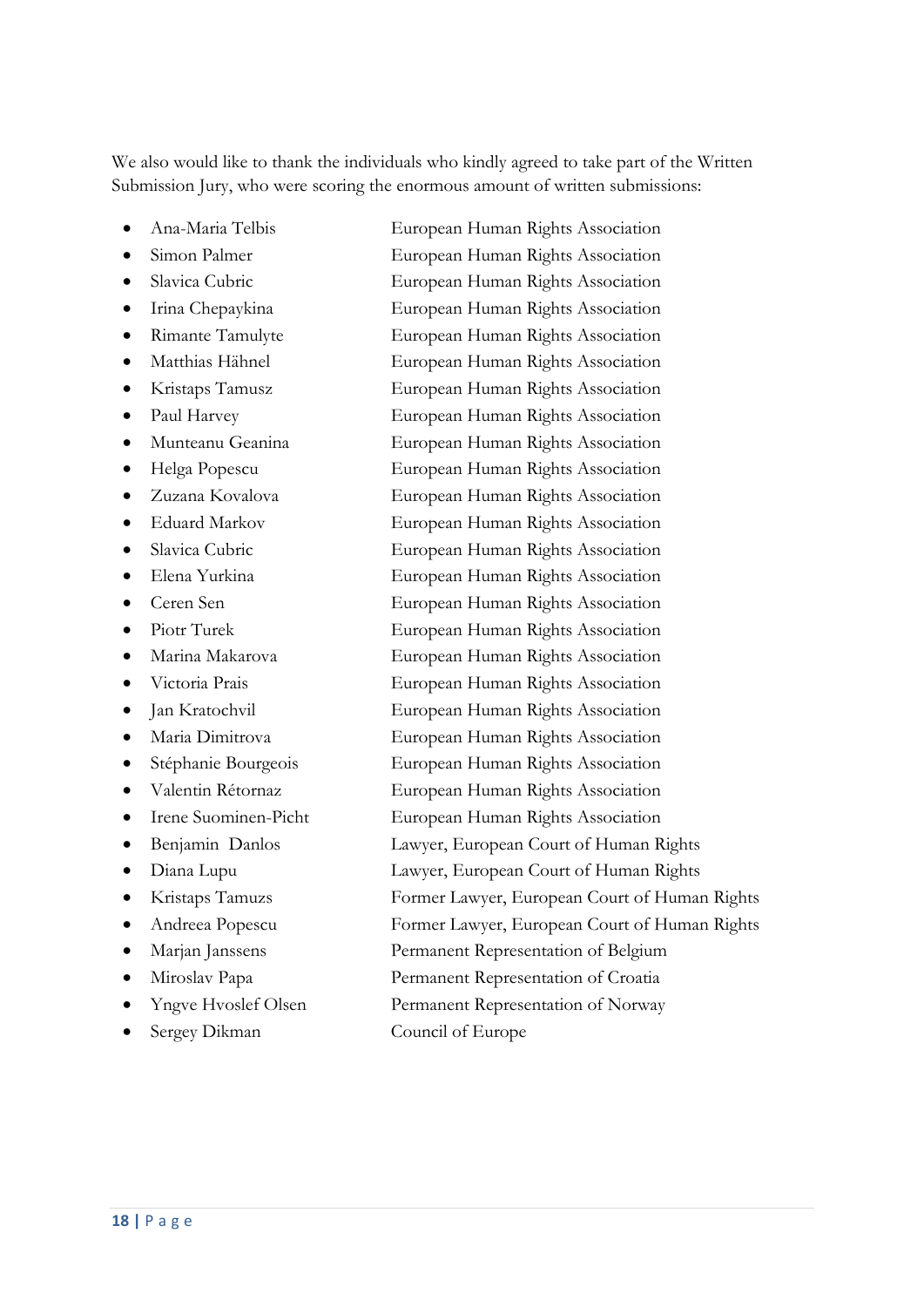We also would like to thank the individuals who kindly agreed to take part of the Written Submission Jury, who were scoring the enormous amount of written submissions:

- Ana-Maria Telbis — European Human Rights Association
- Simon Palmer — European Human Rights Association
- Slavica Cubric — European Human Rights Association
- Irina Chepaykina — European Human Rights Association
- Rimante Tamulyte — European Human Rights Association
- Matthias Hähnel — European Human Rights Association
- Kristaps Tamusz — European Human Rights Association
- Paul Harvey — European Human Rights Association
- Munteanu Geanina — European Human Rights Association
- Helga Popescu — European Human Rights Association
- Zuzana Kovalova — European Human Rights Association
- Eduard Markov — European Human Rights Association
- Slavica Cubric — European Human Rights Association
- Elena Yurkina — European Human Rights Association
- Ceren Sen — European Human Rights Association
- Piotr Turek — European Human Rights Association
- Marina Makarova — European Human Rights Association
- Victoria Prais — European Human Rights Association
- Jan Kratochvil — European Human Rights Association
- Maria Dimitrova — European Human Rights Association
- Stéphanie Bourgeois — European Human Rights Association
- Valentin Rétornaz — European Human Rights Association
- Irene Suominen-Picht — European Human Rights Association
- Benjamin Danlos — Lawyer, European Court of Human Rights
- Diana Lupu — Lawyer, European Court of Human Rights
- Kristaps Tamuzs — Former Lawyer, European Court of Human Rights
- Andreea Popescu — Former Lawyer, European Court of Human Rights
- Marjan Janssens — Permanent Representation of Belgium
- Miroslav Papa — Permanent Representation of Croatia
- Yngve Hvoslef Olsen — Permanent Representation of Norway
- Sergey Dikman — Council of Europe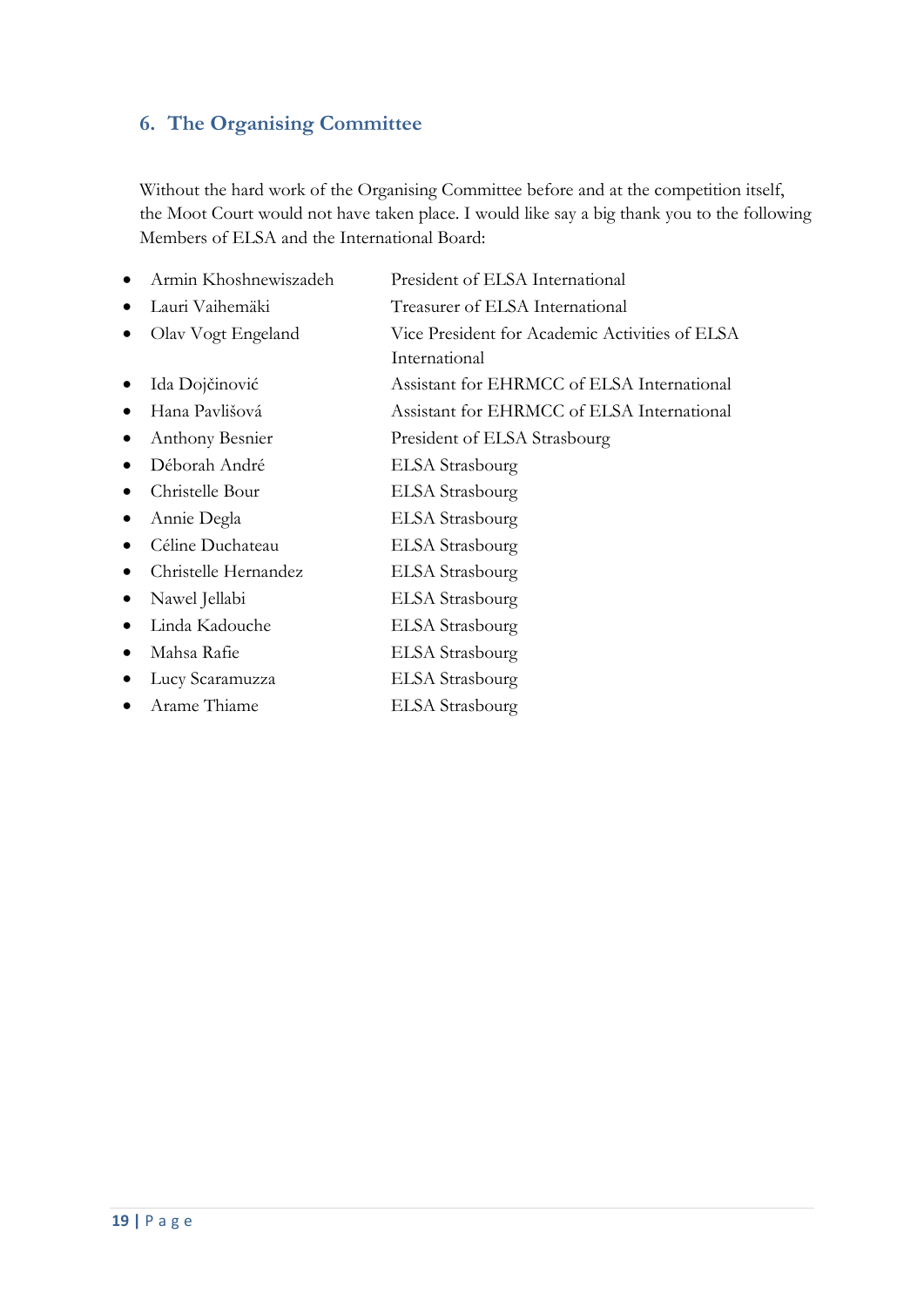## 6. The Organising Committee

Without the hard work of the Organising Committee before and at the competition itself, the Moot Court would not have taken place. I would like say a big thank you to the following Members of ELSA and the International Board:

- Armin Khoshnewiszadeh — President of ELSA International
- Lauri Vaihemäki — Treasurer of ELSA International
- Olav Vogt Engeland — Vice President for Academic Activities of ELSA International
- Ida Dojčinović — Assistant for EHRMCC of ELSA International
- Hana Pavlišová — Assistant for EHRMCC of ELSA International
- Anthony Besnier — President of ELSA Strasbourg
- Déborah André — ELSA Strasbourg
- Christelle Bour — ELSA Strasbourg
- Annie Degla — ELSA Strasbourg
- Céline Duchateau — ELSA Strasbourg
- Christelle Hernandez — ELSA Strasbourg
- Nawel Jellabi — ELSA Strasbourg
- Linda Kadouche — ELSA Strasbourg
- Mahsa Rafie — ELSA Strasbourg
- Lucy Scaramuzza — ELSA Strasbourg
- Arame Thiame — ELSA Strasbourg